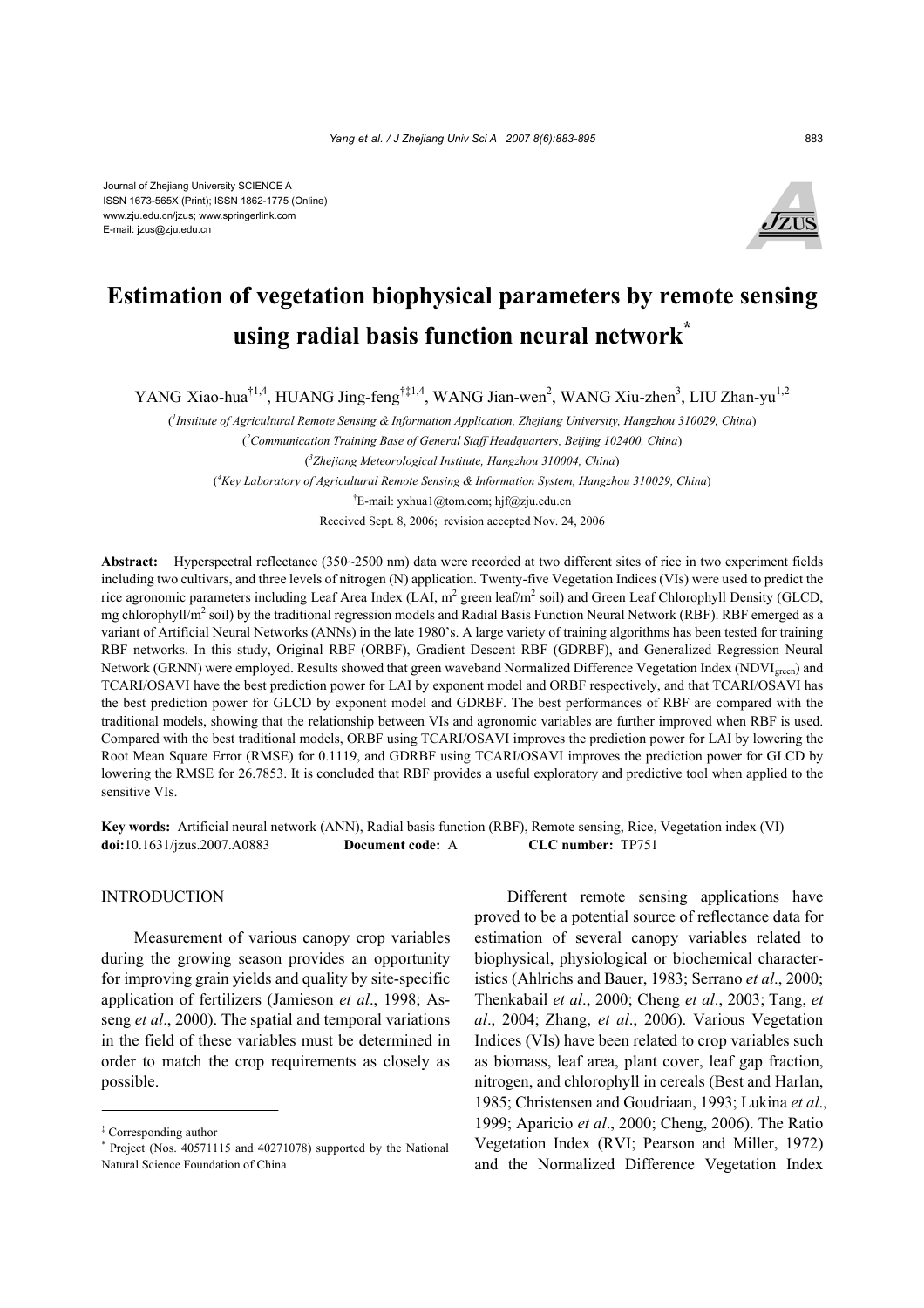Journal of Zhejiang University SCIENCE A
ISSN 1673-565X (Print); ISSN 1862-1775 (Online)
www.zju.edu.cn/jzus; www.springerlink.com
E-mail: jzus@zju.edu.cn

# Estimation of vegetation biophysical parameters by remote sensing using radial basis function neural network*

YANG Xiao-hua†[1,4], HUANG Jing-feng†‡[1,4], WANG Jian-wen[2], WANG Xiu-zhen[3], LIU Zhan-yu[1,2]

([1]*Institute of Agricultural Remote Sensing & Information Application, Zhejiang University, Hangzhou 310029, China*)

([2]*Communication Training Base of General Staff Headquarters, Beijing 102400, China*)

([3]*Zhejiang Meteorological Institute, Hangzhou 310004, China*)

([4]*Key Laboratory of Agricultural Remote Sensing & Information System, Hangzhou 310029, China*)

†E-mail: yxhua1@tom.com; hjf@zju.edu.cn

Received Sept. 8, 2006; revision accepted Nov. 24, 2006

**Abstract:** Hyperspectral reflectance (350~2500 nm) data were recorded at two different sites of rice in two experiment fields including two cultivars, and three levels of nitrogen (N) application. Twenty-five Vegetation Indices (VIs) were used to predict the rice agronomic parameters including Leaf Area Index (LAI, $m^2$ green leaf/$m^2$ soil) and Green Leaf Chlorophyll Density (GLCD, mg chlorophyll/$m^2$ soil) by the traditional regression models and Radial Basis Function Neural Network (RBF). RBF emerged as a variant of Artificial Neural Networks (ANNs) in the late 1980's. A large variety of training algorithms has been tested for training RBF networks. In this study, Original RBF (ORBF), Gradient Descent RBF (GDRBF), and Generalized Regression Neural Network (GRNN) were employed. Results showed that green waveband Normalized Difference Vegetation Index ($NDVI_{green}$) and TCARI/OSAVI have the best prediction power for LAI by exponent model and ORBF respectively, and that TCARI/OSAVI has the best prediction power for GLCD by exponent model and GDRBF. The best performances of RBF are compared with the traditional models, showing that the relationship between VIs and agronomic variables are further improved when RBF is used. Compared with the best traditional models, ORBF using TCARI/OSAVI improves the prediction power for LAI by lowering the Root Mean Square Error (RMSE) for 0.1119, and GDRBF using TCARI/OSAVI improves the prediction power for GLCD by lowering the RMSE for 26.7853. It is concluded that RBF provides a useful exploratory and predictive tool when applied to the sensitive VIs.

**Key words:** Artificial neural network (ANN), Radial basis function (RBF), Remote sensing, Rice, Vegetation index (VI)

**doi:**10.1631/jzus.2007.A0883 **Document code:** A **CLC number:** TP751

## INTRODUCTION

Measurement of various canopy crop variables during the growing season provides an opportunity for improving grain yields and quality by site-specific application of fertilizers (Jamieson *et al*., 1998; Asseng *et al*., 2000). The spatial and temporal variations in the field of these variables must be determined in order to match the crop requirements as closely as possible.

Different remote sensing applications have proved to be a potential source of reflectance data for estimation of several canopy variables related to biophysical, physiological or biochemical characteristics (Ahlrichs and Bauer, 1983; Serrano *et al*., 2000; Thenkabail *et al*., 2000; Cheng *et al*., 2003; Tang, *et al*., 2004; Zhang, *et al*., 2006). Various Vegetation Indices (VIs) have been related to crop variables such as biomass, leaf area, plant cover, leaf gap fraction, nitrogen, and chlorophyll in cereals (Best and Harlan, 1985; Christensen and Goudriaan, 1993; Lukina *et al*., 1999; Aparicio *et al*., 2000; Cheng, 2006). The Ratio Vegetation Index (RVI; Pearson and Miller, 1972) and the Normalized Difference Vegetation Index

‡ Corresponding author

\* Project (Nos. 40571115 and 40271078) supported by the National Natural Science Foundation of China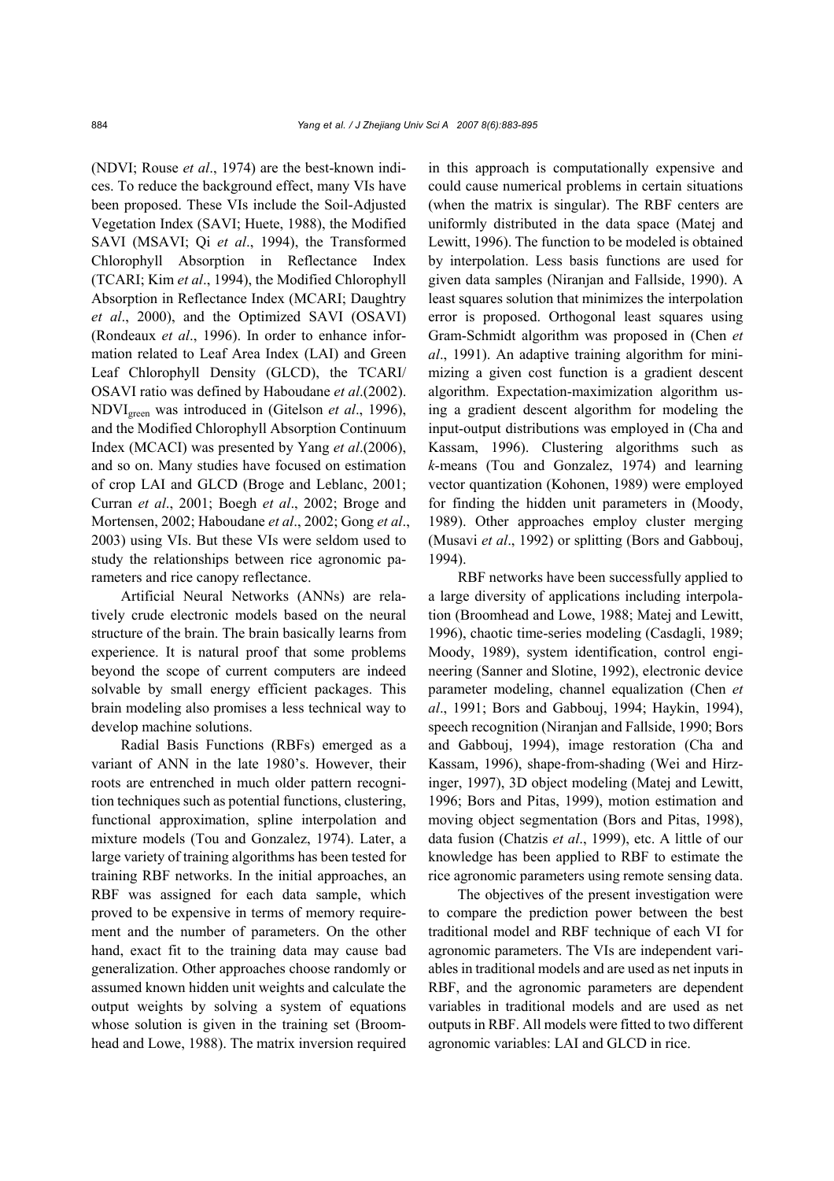(NDVI; Rouse *et al*., 1974) are the best-known indices. To reduce the background effect, many VIs have been proposed. These VIs include the Soil-Adjusted Vegetation Index (SAVI; Huete, 1988), the Modified SAVI (MSAVI; Qi *et al*., 1994), the Transformed Chlorophyll Absorption in Reflectance Index (TCARI; Kim *et al*., 1994), the Modified Chlorophyll Absorption in Reflectance Index (MCARI; Daughtry *et al*., 2000), and the Optimized SAVI (OSAVI) (Rondeaux *et al*., 1996). In order to enhance information related to Leaf Area Index (LAI) and Green Leaf Chlorophyll Density (GLCD), the TCARI/OSAVI ratio was defined by Haboudane *et al*.(2002). $NDVI_{green}$ was introduced in (Gitelson *et al*., 1996), and the Modified Chlorophyll Absorption Continuum Index (MCACI) was presented by Yang *et al*.(2006), and so on. Many studies have focused on estimation of crop LAI and GLCD (Broge and Leblanc, 2001; Curran *et al*., 2001; Boegh *et al*., 2002; Broge and Mortensen, 2002; Haboudane *et al*., 2002; Gong *et al*., 2003) using VIs. But these VIs were seldom used to study the relationships between rice agronomic parameters and rice canopy reflectance.

Artificial Neural Networks (ANNs) are relatively crude electronic models based on the neural structure of the brain. The brain basically learns from experience. It is natural proof that some problems beyond the scope of current computers are indeed solvable by small energy efficient packages. This brain modeling also promises a less technical way to develop machine solutions.

Radial Basis Functions (RBFs) emerged as a variant of ANN in the late 1980's. However, their roots are entrenched in much older pattern recognition techniques such as potential functions, clustering, functional approximation, spline interpolation and mixture models (Tou and Gonzalez, 1974). Later, a large variety of training algorithms has been tested for training RBF networks. In the initial approaches, an RBF was assigned for each data sample, which proved to be expensive in terms of memory requirement and the number of parameters. On the other hand, exact fit to the training data may cause bad generalization. Other approaches choose randomly or assumed known hidden unit weights and calculate the output weights by solving a system of equations whose solution is given in the training set (Broomhead and Lowe, 1988). The matrix inversion required in this approach is computationally expensive and could cause numerical problems in certain situations (when the matrix is singular). The RBF centers are uniformly distributed in the data space (Matej and Lewitt, 1996). The function to be modeled is obtained by interpolation. Less basis functions are used for given data samples (Niranjan and Fallside, 1990). A least squares solution that minimizes the interpolation error is proposed. Orthogonal least squares using Gram-Schmidt algorithm was proposed in (Chen *et al*., 1991). An adaptive training algorithm for minimizing a given cost function is a gradient descent algorithm. Expectation-maximization algorithm using a gradient descent algorithm for modeling the input-output distributions was employed in (Cha and Kassam, 1996). Clustering algorithms such as *k*-means (Tou and Gonzalez, 1974) and learning vector quantization (Kohonen, 1989) were employed for finding the hidden unit parameters in (Moody, 1989). Other approaches employ cluster merging (Musavi *et al*., 1992) or splitting (Bors and Gabbouj, 1994).

RBF networks have been successfully applied to a large diversity of applications including interpolation (Broomhead and Lowe, 1988; Matej and Lewitt, 1996), chaotic time-series modeling (Casdagli, 1989; Moody, 1989), system identification, control engineering (Sanner and Slotine, 1992), electronic device parameter modeling, channel equalization (Chen *et al*., 1991; Bors and Gabbouj, 1994; Haykin, 1994), speech recognition (Niranjan and Fallside, 1990; Bors and Gabbouj, 1994), image restoration (Cha and Kassam, 1996), shape-from-shading (Wei and Hirzinger, 1997), 3D object modeling (Matej and Lewitt, 1996; Bors and Pitas, 1999), motion estimation and moving object segmentation (Bors and Pitas, 1998), data fusion (Chatzis *et al*., 1999), etc. A little of our knowledge has been applied to RBF to estimate the rice agronomic parameters using remote sensing data.

The objectives of the present investigation were to compare the prediction power between the best traditional model and RBF technique of each VI for agronomic parameters. The VIs are independent variables in traditional models and are used as net inputs in RBF, and the agronomic parameters are dependent variables in traditional models and are used as net outputs in RBF. All models were fitted to two different agronomic variables: LAI and GLCD in rice.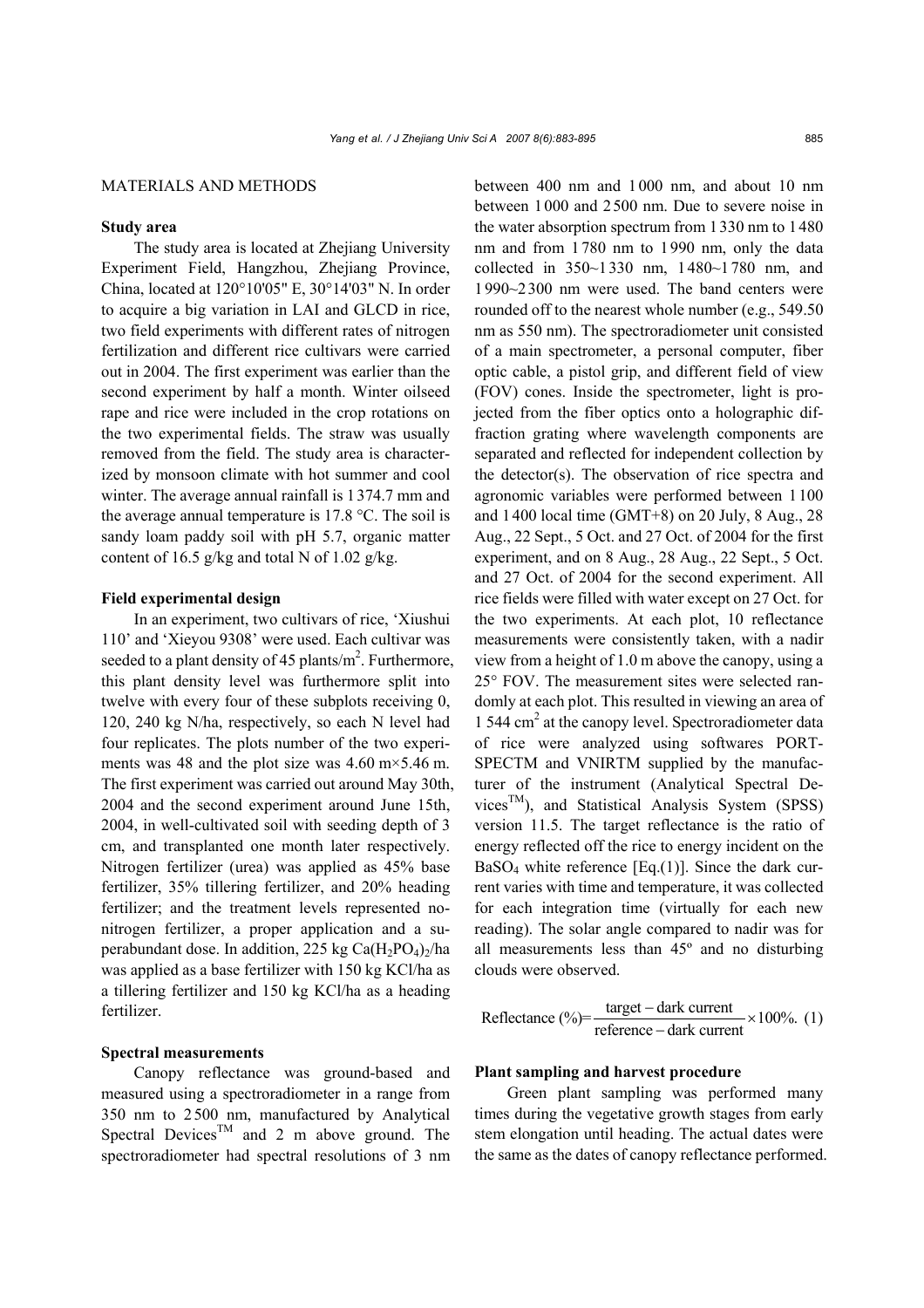## MATERIALS AND METHODS

### Study area

The study area is located at Zhejiang University Experiment Field, Hangzhou, Zhejiang Province, China, located at 120°10'05" E, 30°14'03" N. In order to acquire a big variation in LAI and GLCD in rice, two field experiments with different rates of nitrogen fertilization and different rice cultivars were carried out in 2004. The first experiment was earlier than the second experiment by half a month. Winter oilseed rape and rice were included in the crop rotations on the two experimental fields. The straw was usually removed from the field. The study area is characterized by monsoon climate with hot summer and cool winter. The average annual rainfall is 1374.7 mm and the average annual temperature is 17.8 °C. The soil is sandy loam paddy soil with pH 5.7, organic matter content of 16.5 g/kg and total N of 1.02 g/kg.

### Field experimental design

In an experiment, two cultivars of rice, 'Xiushui 110' and 'Xieyou 9308' were used. Each cultivar was seeded to a plant density of 45 plants/m$^2$. Furthermore, this plant density level was furthermore split into twelve with every four of these subplots receiving 0, 120, 240 kg N/ha, respectively, so each N level had four replicates. The plots number of the two experiments was 48 and the plot size was 4.60 m×5.46 m. The first experiment was carried out around May 30th, 2004 and the second experiment around June 15th, 2004, in well-cultivated soil with seeding depth of 3 cm, and transplanted one month later respectively. Nitrogen fertilizer (urea) was applied as 45% base fertilizer, 35% tillering fertilizer, and 20% heading fertilizer; and the treatment levels represented nonitrogen fertilizer, a proper application and a superabundant dose. In addition, 225 kg $Ca(H_2PO_4)_2$/ha was applied as a base fertilizer with 150 kg KCl/ha as a tillering fertilizer and 150 kg KCl/ha as a heading fertilizer.

### Spectral measurements

Canopy reflectance was ground-based and measured using a spectroradiometer in a range from 350 nm to 2500 nm, manufactured by Analytical Spectral Devices™ and 2 m above ground. The spectroradiometer had spectral resolutions of 3 nm between 400 nm and 1000 nm, and about 10 nm between 1000 and 2500 nm. Due to severe noise in the water absorption spectrum from 1330 nm to 1480 nm and from 1780 nm to 1990 nm, only the data collected in 350~1330 nm, 1480~1780 nm, and 1990~2300 nm were used. The band centers were rounded off to the nearest whole number (e.g., 549.50 nm as 550 nm). The spectroradiometer unit consisted of a main spectrometer, a personal computer, fiber optic cable, a pistol grip, and different field of view (FOV) cones. Inside the spectrometer, light is projected from the fiber optics onto a holographic diffraction grating where wavelength components are separated and reflected for independent collection by the detector(s). The observation of rice spectra and agronomic variables were performed between 1100 and 1400 local time (GMT+8) on 20 July, 8 Aug., 28 Aug., 22 Sept., 5 Oct. and 27 Oct. of 2004 for the first experiment, and on 8 Aug., 28 Aug., 22 Sept., 5 Oct. and 27 Oct. of 2004 for the second experiment. All rice fields were filled with water except on 27 Oct. for the two experiments. At each plot, 10 reflectance measurements were consistently taken, with a nadir view from a height of 1.0 m above the canopy, using a 25° FOV. The measurement sites were selected randomly at each plot. This resulted in viewing an area of 1544 cm$^2$ at the canopy level. Spectroradiometer data of rice were analyzed using softwares PORT-SPECTM and VNIRTM supplied by the manufacturer of the instrument (Analytical Spectral Devices™), and Statistical Analysis System (SPSS) version 11.5. The target reflectance is the ratio of energy reflected off the rice to energy incident on the $BaSO_4$ white reference [Eq.(1)]. Since the dark current varies with time and temperature, it was collected for each integration time (virtually for each new reading). The solar angle compared to nadir was for all measurements less than 45° and no disturbing clouds were observed.

$$\text{Reflectance (\%)} = \frac{\text{target} - \text{dark current}}{\text{reference} - \text{dark current}} \times 100\%. \quad (1)$$

### Plant sampling and harvest procedure

Green plant sampling was performed many times during the vegetative growth stages from early stem elongation until heading. The actual dates were the same as the dates of canopy reflectance performed.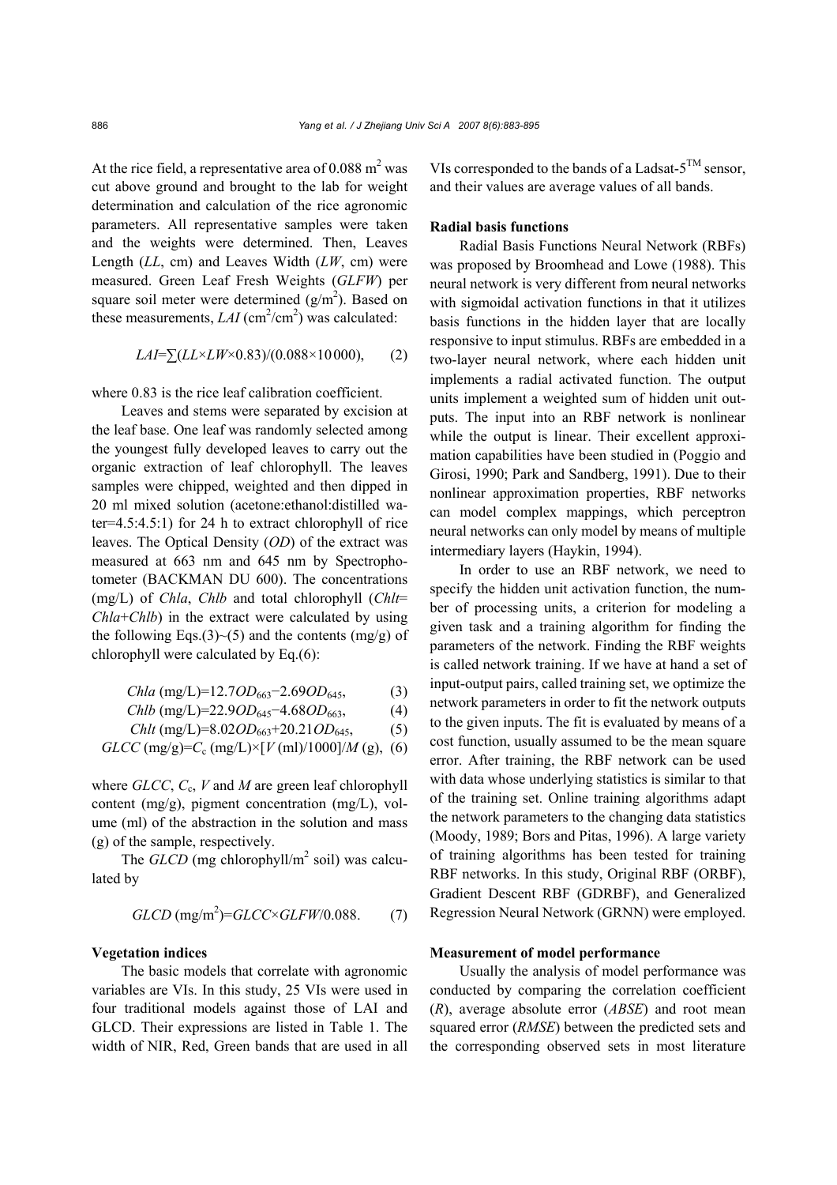At the rice field, a representative area of 0.088 $m^2$ was cut above ground and brought to the lab for weight determination and calculation of the rice agronomic parameters. All representative samples were taken and the weights were determined. Then, Leaves Length (*LL*, cm) and Leaves Width (*LW*, cm) were measured. Green Leaf Fresh Weights (*GLFW*) per square soil meter were determined ($g/m^2$). Based on these measurements, *LAI* ($cm^2/cm^2$) was calculated:

$$LAI=\sum(LL\times LW\times 0.83)/(0.088\times 10\,000), \quad (2)$$

where 0.83 is the rice leaf calibration coefficient.

Leaves and stems were separated by excision at the leaf base. One leaf was randomly selected among the youngest fully developed leaves to carry out the organic extraction of leaf chlorophyll. The leaves samples were chipped, weighted and then dipped in 20 ml mixed solution (acetone:ethanol:distilled water=4.5:4.5:1) for 24 h to extract chlorophyll of rice leaves. The Optical Density (*OD*) of the extract was measured at 663 nm and 645 nm by Spectrophotometer (BACKMAN DU 600). The concentrations (mg/L) of *Chla*, *Chlb* and total chlorophyll (*Chlt*=*Chla*+*Chlb*) in the extract were calculated by using the following Eqs.(3)~(5) and the contents (mg/g) of chlorophyll were calculated by Eq.(6):

$$Chla\ (\text{mg/L})=12.7OD_{663}-2.69OD_{645}, \quad (3)$$

$$Chlb\ (\text{mg/L})=22.9OD_{645}-4.68OD_{663}, \quad (4)$$

$$Chlt\ (\text{mg/L})=8.02OD_{663}+20.21OD_{645}, \quad (5)$$

$$GLCC\ (\text{mg/g})=C_c\ (\text{mg/L})\times[V\ (\text{ml})/1000]/M\ (\text{g}), \quad (6)$$

where *GLCC*, $C_c$, *V* and *M* are green leaf chlorophyll content (mg/g), pigment concentration (mg/L), volume (ml) of the abstraction in the solution and mass (g) of the sample, respectively.

The *GLCD* (mg chlorophyll/$m^2$ soil) was calculated by

$$GLCD\ (\text{mg/m}^2)=GLCC\times GLFW/0.088. \quad (7)$$

**Vegetation indices**

The basic models that correlate with agronomic variables are VIs. In this study, 25 VIs were used in four traditional models against those of LAI and GLCD. Their expressions are listed in Table 1. The width of NIR, Red, Green bands that are used in all VIs corresponded to the bands of a Ladsat-5$^{TM}$ sensor, and their values are average values of all bands.

**Radial basis functions**

Radial Basis Functions Neural Network (RBFs) was proposed by Broomhead and Lowe (1988). This neural network is very different from neural networks with sigmoidal activation functions in that it utilizes basis functions in the hidden layer that are locally responsive to input stimulus. RBFs are embedded in a two-layer neural network, where each hidden unit implements a radial activated function. The output units implement a weighted sum of hidden unit outputs. The input into an RBF network is nonlinear while the output is linear. Their excellent approximation capabilities have been studied in (Poggio and Girosi, 1990; Park and Sandberg, 1991). Due to their nonlinear approximation properties, RBF networks can model complex mappings, which perceptron neural networks can only model by means of multiple intermediary layers (Haykin, 1994).

In order to use an RBF network, we need to specify the hidden unit activation function, the number of processing units, a criterion for modeling a given task and a training algorithm for finding the parameters of the network. Finding the RBF weights is called network training. If we have at hand a set of input-output pairs, called training set, we optimize the network parameters in order to fit the network outputs to the given inputs. The fit is evaluated by means of a cost function, usually assumed to be the mean square error. After training, the RBF network can be used with data whose underlying statistics is similar to that of the training set. Online training algorithms adapt the network parameters to the changing data statistics (Moody, 1989; Bors and Pitas, 1996). A large variety of training algorithms has been tested for training RBF networks. In this study, Original RBF (ORBF), Gradient Descent RBF (GDRBF), and Generalized Regression Neural Network (GRNN) were employed.

**Measurement of model performance**

Usually the analysis of model performance was conducted by comparing the correlation coefficient (*R*), average absolute error (*ABSE*) and root mean squared error (*RMSE*) between the predicted sets and the corresponding observed sets in most literature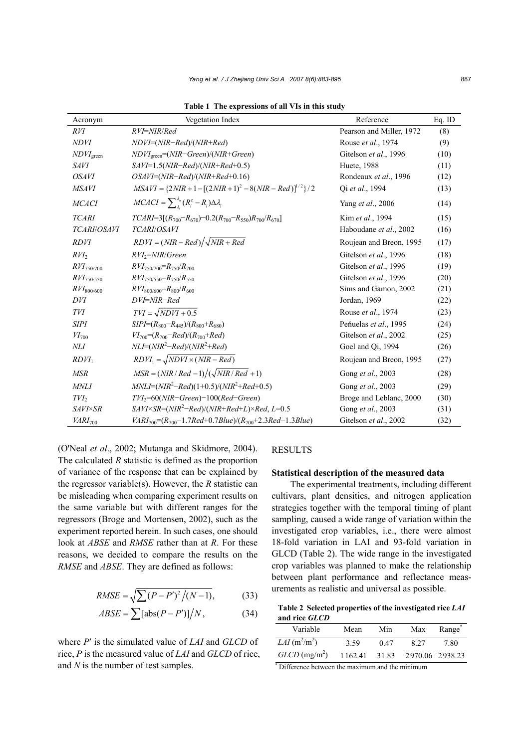**Table 1 The expressions of all VIs in this study**

| Acronym | Vegetation Index | Reference | Eq. ID |
|---|---|---|---|
| *RVI* | $RVI=NIR/Red$ | Pearson and Miller, 1972 | (8) |
| *NDVI* | $NDVI=(NIR-Red)/(NIR+Red)$ | Rouse *et al*., 1974 | (9) |
| $NDVI_{green}$ | $NDVI_{green}=(NIR-Green)/(NIR+Green)$ | Gitelson *et al*., 1996 | (10) |
| *SAVI* | $SAVI=1.5(NIR-Red)/(NIR+Red+0.5)$ | Huete, 1988 | (11) |
| *OSAVI* | $OSAVI=(NIR-Red)/(NIR+Red+0.16)$ | Rondeaux *et al*., 1996 | (12) |
| *MSAVI* | $MSAVI=\{2NIR+1-[(2NIR+1)^2-8(NIR-Red)]^{1/2}\}/2$ | Qi *et al*., 1994 | (13) |
| *MCACI* | $MCACI=\sum_{\lambda_i}^{\lambda_n}(R_i^c-R_i)\Delta\lambda_i$ | Yang *et al*., 2006 | (14) |
| *TCARI* | $TCARI=3[(R_{700}-R_{670})-0.2(R_{700}-R_{550})R_{700}/R_{670}]$ | Kim *et al*., 1994 | (15) |
| *TCARI/OSAVI* | $TCARI/OSAVI$ | Haboudane *et al*., 2002 | (16) |
| *RDVI* | $RDVI=(NIR-Red)\Big/\sqrt{NIR+Red}$ | Roujean and Breon, 1995 | (17) |
| $RVI_2$ | $RVI_2=NIR/Green$ | Gitelson *et al*., 1996 | (18) |
| $RVI_{750/700}$ | $RVI_{750/700}=R_{750}/R_{700}$ | Gitelson *et al*., 1996 | (19) |
| $RVI_{750/550}$ | $RVI_{750/550}=R_{750}/R_{550}$ | Gitelson *et al*., 1996 | (20) |
| $RVI_{800/600}$ | $RVI_{800/600}=R_{800}/R_{600}$ | Sims and Gamon, 2002 | (21) |
| *DVI* | $DVI=NIR-Red$ | Jordan, 1969 | (22) |
| *TVI* | $TVI=\sqrt{NDVI+0.5}$ | Rouse *et al*., 1974 | (23) |
| *SIPI* | $SIPI=(R_{800}-R_{445})/(R_{800}+R_{680})$ | Peňuelas *et al*., 1995 | (24) |
| $VI_{700}$ | $VI_{700}=(R_{700}-Red)/(R_{700}+Red)$ | Gitelson *et al*., 2002 | (25) |
| *NLI* | $NLI=(NIR^2-Red)/(NIR^2+Red)$ | Goel and Qi, 1994 | (26) |
| $RDVI_1$ | $RDVI_1=\sqrt{NDVI\times(NIR-Red)}$ | Roujean and Breon, 1995 | (27) |
| *MSR* | $MSR=(NIR/Red-1)\Big/(\sqrt{NIR/Red}+1)$ | Gong *et al*., 2003 | (28) |
| *MNLI* | $MNLI=(NIR^2-Red)(1+0.5)/(NIR^2+Red+0.5)$ | Gong *et al*., 2003 | (29) |
| $TVI_2$ | $TVI_2=60(NIR-Green)-100(Red-Green)$ | Broge and Leblanc, 2000 | (30) |
| *SAVI×SR* | $SAVI\times SR=(NIR^2-Red)/(NIR+Red+L)\times Red,\ L=0.5$ | Gong *et al*., 2003 | (31) |
| $VARI_{700}$ | $VARI_{700}=(R_{700}-1.7Red+0.7Blue)/(R_{700}+2.3Red-1.3Blue)$ | Gitelson *et al*., 2002 | (32) |

(O'Neal *et al*., 2002; Mutanga and Skidmore, 2004). The calculated *R* statistic is defined as the proportion of variance of the response that can be explained by the regressor variable(s). However, the *R* statistic can be misleading when comparing experiment results on the same variable but with different ranges for the regressors (Broge and Mortensen, 2002), such as the experiment reported herein. In such cases, one should look at *ABSE* and *RMSE* rather than at *R*. For these reasons, we decided to compare the results on the *RMSE* and *ABSE*. They are defined as follows:

$$RMSE=\sqrt{\sum(P-P')^2\Big/(N-1)},\qquad(33)$$

$$ABSE=\sum[\text{abs}(P-P')]\Big/N,\qquad(34)$$

where $P'$ is the simulated value of *LAI* and *GLCD* of rice, *P* is the measured value of *LAI* and *GLCD* of rice, and *N* is the number of test samples.

## RESULTS

### Statistical description of the measured data

The experimental treatments, including different cultivars, plant densities, and nitrogen application strategies together with the temporal timing of plant sampling, caused a wide range of variation within the investigated crop variables, i.e., there were almost 18-fold variation in LAI and 93-fold variation in GLCD (Table 2). The wide range in the investigated crop variables was planned to make the relationship between plant performance and reflectance measurements as realistic and universal as possible.

**Table 2 Selected properties of the investigated rice *LAI* and rice *GLCD***

| Variable | Mean | Min | Max | Range* |
|---|---|---|---|---|
| *LAI* ($m^2/m^2$) | 3.59 | 0.47 | 8.27 | 7.80 |
| *GLCD* ($mg/m^2$) | 1162.41 | 31.83 | 2970.06 | 2938.23 |

*Difference between the maximum and the minimum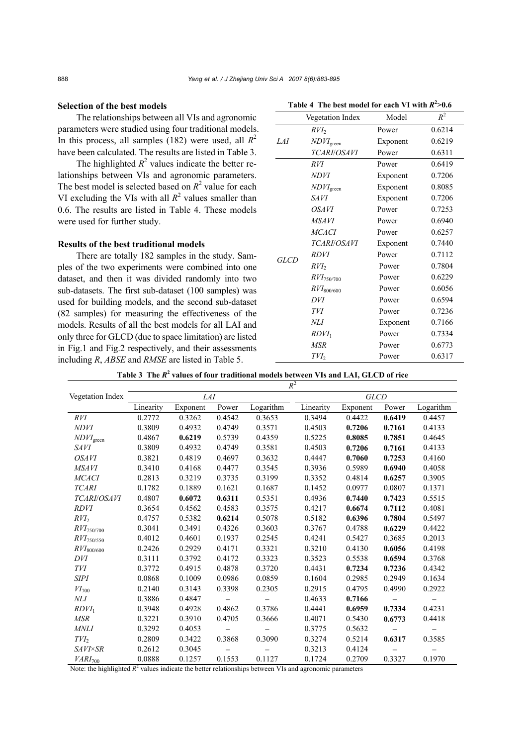### Selection of the best models

The relationships between all VIs and agronomic parameters were studied using four traditional models. In this process, all samples (182) were used, all $R^2$ have been calculated. The results are listed in Table 3.

The highlighted $R^2$ values indicate the better relationships between VIs and agronomic parameters. The best model is selected based on $R^2$ value for each VI excluding the VIs with all $R^2$ values smaller than 0.6. The results are listed in Table 4. These models were used for further study.

### Results of the best traditional models

There are totally 182 samples in the study. Samples of the two experiments were combined into one dataset, and then it was divided randomly into two sub-datasets. The first sub-dataset (100 samples) was used for building models, and the second sub-dataset (82 samples) for measuring the effectiveness of the models. Results of all the best models for all LAI and only three for GLCD (due to space limitation) are listed in Fig.1 and Fig.2 respectively, and their assessments including *R*, *ABSE* and *RMSE* are listed in Table 5.

**Table 4 The best model for each VI with $R^2$>0.6**

| | Vegetation Index | Model | $R^2$ |
|---|---|---|---|
| *LAI* | $RVI_2$ | Power | 0.6214 |
| | $NDVI_{green}$ | Exponent | 0.6219 |
| | *TCARI/OSAVI* | Power | 0.6311 |
| *GLCD* | *RVI* | Power | 0.6419 |
| | *NDVI* | Exponent | 0.7206 |
| | $NDVI_{green}$ | Exponent | 0.8085 |
| | *SAVI* | Exponent | 0.7206 |
| | *OSAVI* | Power | 0.7253 |
| | *MSAVI* | Power | 0.6940 |
| | *MCACI* | Power | 0.6257 |
| | *TCARI/OSAVI* | Exponent | 0.7440 |
| | *RDVI* | Power | 0.7112 |
| | $RVI_2$ | Power | 0.7804 |
| | $RVI_{750/700}$ | Power | 0.6229 |
| | $RVI_{800/600}$ | Power | 0.6056 |
| | *DVI* | Power | 0.6594 |
| | *TVI* | Power | 0.7236 |
| | *NLI* | Exponent | 0.7166 |
| | $RDVI_1$ | Power | 0.7334 |
| | *MSR* | Power | 0.6773 |
| | $TVI_2$ | Power | 0.6317 |

**Table 3 The $R^2$ values of four traditional models between VIs and LAI, GLCD of rice**

| Vegetation Index | $R^2$ | | | | | | | |
|---|---|---|---|---|---|---|---|---|
| | *LAI* | | | | *GLCD* | | | |
| | Linearity | Exponent | Power | Logarithm | Linearity | Exponent | Power | Logarithm |
| *RVI* | 0.2772 | 0.3262 | 0.4542 | 0.3653 | 0.3494 | 0.4422 | **0.6419** | 0.4457 |
| *NDVI* | 0.3809 | 0.4932 | 0.4749 | 0.3571 | 0.4503 | **0.7206** | **0.7161** | 0.4133 |
| $NDVI_{green}$ | 0.4867 | **0.6219** | 0.5739 | 0.4359 | 0.5225 | **0.8085** | **0.7851** | 0.4645 |
| *SAVI* | 0.3809 | 0.4932 | 0.4749 | 0.3581 | 0.4503 | **0.7206** | **0.7161** | 0.4133 |
| *OSAVI* | 0.3821 | 0.4819 | 0.4697 | 0.3632 | 0.4447 | **0.7060** | **0.7253** | 0.4160 |
| *MSAVI* | 0.3410 | 0.4168 | 0.4477 | 0.3545 | 0.3936 | 0.5989 | **0.6940** | 0.4058 |
| *MCACI* | 0.2813 | 0.3219 | 0.3735 | 0.3199 | 0.3352 | 0.4814 | **0.6257** | 0.3905 |
| *TCARI* | 0.1782 | 0.1889 | 0.1621 | 0.1687 | 0.1452 | 0.0977 | 0.0807 | 0.1371 |
| *TCARI/OSAVI* | 0.4807 | **0.6072** | **0.6311** | 0.5351 | 0.4936 | **0.7440** | **0.7423** | 0.5515 |
| *RDVI* | 0.3654 | 0.4562 | 0.4583 | 0.3575 | 0.4217 | **0.6674** | **0.7112** | 0.4081 |
| $RVI_2$ | 0.4757 | 0.5382 | **0.6214** | 0.5078 | 0.5182 | **0.6396** | **0.7804** | 0.5497 |
| $RVI_{750/700}$ | 0.3041 | 0.3491 | 0.4326 | 0.3603 | 0.3767 | 0.4788 | **0.6229** | 0.4422 |
| $RVI_{750/550}$ | 0.4012 | 0.4601 | 0.1937 | 0.2545 | 0.4241 | 0.5427 | 0.3685 | 0.2013 |
| $RVI_{800/600}$ | 0.2426 | 0.2929 | 0.4171 | 0.3321 | 0.3210 | 0.4130 | **0.6056** | 0.4198 |
| *DVI* | 0.3111 | 0.3792 | 0.4172 | 0.3323 | 0.3523 | 0.5538 | **0.6594** | 0.3768 |
| *TVI* | 0.3772 | 0.4915 | 0.4878 | 0.3720 | 0.4431 | **0.7234** | **0.7236** | 0.4342 |
| *SIPI* | 0.0868 | 0.1009 | 0.0986 | 0.0859 | 0.1604 | 0.2985 | 0.2949 | 0.1634 |
| $VI_{700}$ | 0.2140 | 0.3143 | 0.3398 | 0.2305 | 0.2915 | 0.4795 | 0.4990 | 0.2922 |
| *NLI* | 0.3886 | 0.4847 | – | – | 0.4633 | **0.7166** | – | – |
| $RDVI_1$ | 0.3948 | 0.4928 | 0.4862 | 0.3786 | 0.4441 | **0.6959** | **0.7334** | 0.4231 |
| *MSR* | 0.3221 | 0.3910 | 0.4705 | 0.3666 | 0.4071 | 0.5430 | **0.6773** | 0.4418 |
| *MNLI* | 0.3292 | 0.4053 | – | – | 0.3775 | 0.5632 | – | – |
| $TVI_2$ | 0.2809 | 0.3422 | 0.3868 | 0.3090 | 0.3274 | 0.5214 | **0.6317** | 0.3585 |
| *SAVI×SR* | 0.2612 | 0.3045 | – | – | 0.3213 | 0.4124 | – | – |
| $VARI_{700}$ | 0.0888 | 0.1257 | 0.1553 | 0.1127 | 0.1724 | 0.2709 | 0.3327 | 0.1970 |

Note: the highlighted $R^2$ values indicate the better relationships between VIs and agronomic parameters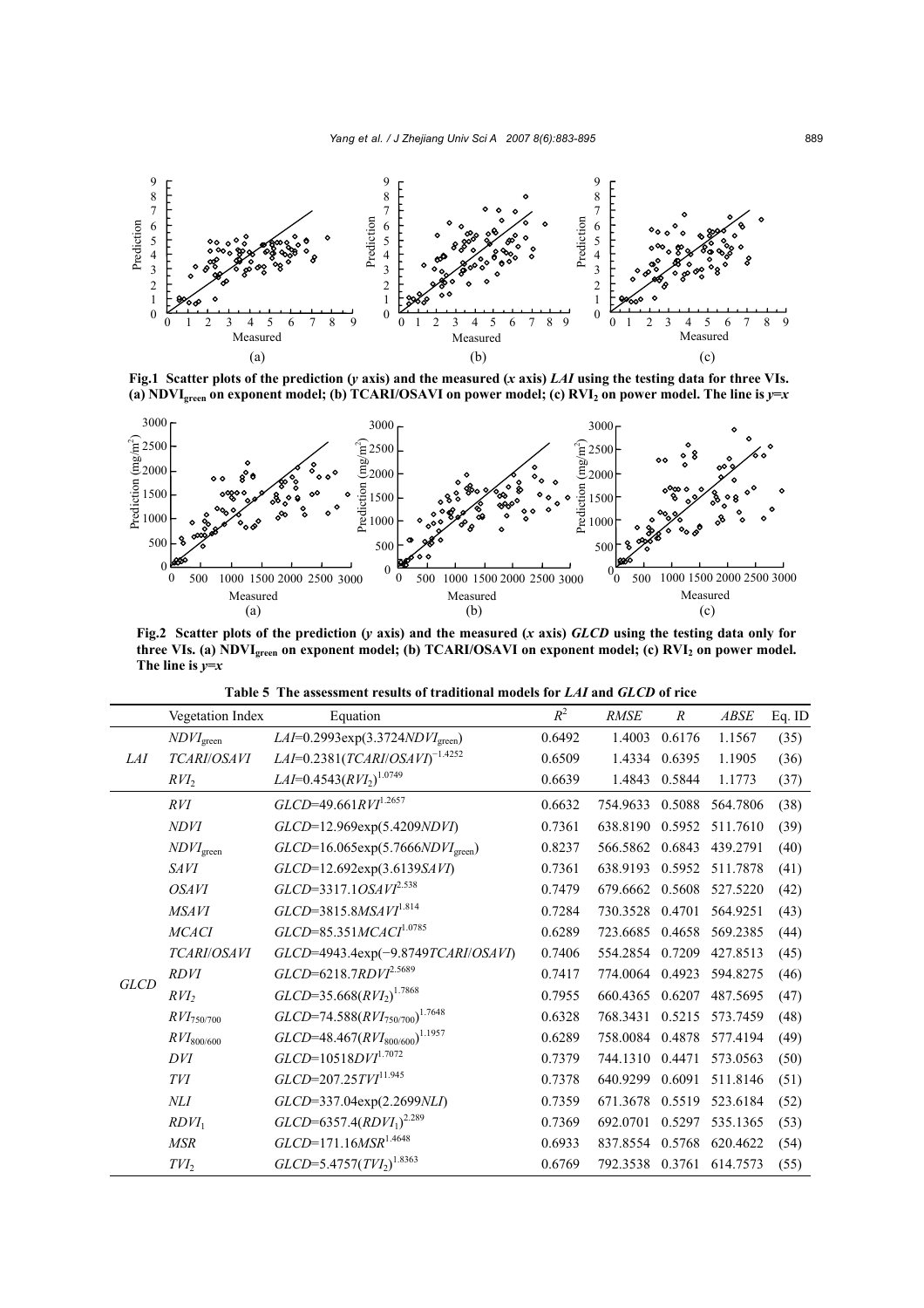**Fig.1 Scatter plots of the prediction (*y* axis) and the measured (*x* axis) *LAI* using the testing data for three VIs. (a) $NDVI_{green}$ on exponent model; (b) TCARI/OSAVI on power model; (c) $RVI_2$ on power model. The line is *y*=*x***

**Fig.2 Scatter plots of the prediction (*y* axis) and the measured (*x* axis) *GLCD* using the testing data only for three VIs. (a) $NDVI_{green}$ on exponent model; (b) TCARI/OSAVI on exponent model; (c) $RVI_2$ on power model. The line is *y*=*x***

**Table 5 The assessment results of traditional models for *LAI* and *GLCD* of rice**

| | Vegetation Index | Equation | $R^2$ | *RMSE* | *R* | *ABSE* | Eq. ID |
|---|---|---|---|---|---|---|---|
| *LAI* | $NDVI_{green}$ | $LAI=0.2993\exp(3.3724NDVI_{green})$ | 0.6492 | 1.4003 | 0.6176 | 1.1567 | (35) |
| | *TCARI*/*OSAVI* | $LAI=0.2381(TCARI/OSAVI)^{-1.4252}$ | 0.6509 | 1.4334 | 0.6395 | 1.1905 | (36) |
| | $RVI_2$ | $LAI=0.4543(RVI_2)^{1.0749}$ | 0.6639 | 1.4843 | 0.5844 | 1.1773 | (37) |
| *GLCD* | *RVI* | $GLCD=49.661RVI^{1.2657}$ | 0.6632 | 754.9633 | 0.5088 | 564.7806 | (38) |
| | *NDVI* | $GLCD=12.969\exp(5.4209NDVI)$ | 0.7361 | 638.8190 | 0.5952 | 511.7610 | (39) |
| | $NDVI_{green}$ | $GLCD=16.065\exp(5.7666NDVI_{green})$ | 0.8237 | 566.5862 | 0.6843 | 439.2791 | (40) |
| | *SAVI* | $GLCD=12.692\exp(5.6139SAVI)$ | 0.7361 | 638.9193 | 0.5952 | 511.7878 | (41) |
| | *OSAVI* | $GLCD=3317.1OSAVI^{2.538}$ | 0.7479 | 679.6662 | 0.5608 | 527.5220 | (42) |
| | *MSAVI* | $GLCD=3815.8MSAVI^{1.814}$ | 0.7284 | 730.3528 | 0.4701 | 564.9251 | (43) |
| | *MCACI* | $GLCD=85.351MCACI^{1.0785}$ | 0.6289 | 723.6685 | 0.4658 | 569.2385 | (44) |
| | *TCARI*/*OSAVI* | $GLCD=4943.4\exp(-9.8749TCARI/OSAVI)$ | 0.7406 | 554.2854 | 0.7209 | 427.8513 | (45) |
| | *RDVI* | $GLCD=6218.7RDVI^{2.5689}$ | 0.7417 | 774.0064 | 0.4923 | 594.8275 | (46) |
| | $RVI_2$ | $GLCD=35.668(RVI_2)^{1.7868}$ | 0.7955 | 660.4365 | 0.6207 | 487.5695 | (47) |
| | $RVI_{750/700}$ | $GLCD=74.588(RVI_{750/700})^{1.7648}$ | 0.6328 | 768.3431 | 0.5215 | 573.7459 | (48) |
| | $RVI_{800/600}$ | $GLCD=48.467(RVI_{800/600})^{1.1957}$ | 0.6289 | 758.0084 | 0.4878 | 577.4194 | (49) |
| | *DVI* | $GLCD=10518DVI^{1.7072}$ | 0.7379 | 744.1310 | 0.4471 | 573.0563 | (50) |
| | *TVI* | $GLCD=207.25TVI^{11.945}$ | 0.7378 | 640.9299 | 0.6091 | 511.8146 | (51) |
| | *NLI* | $GLCD=337.04\exp(2.2699NLI)$ | 0.7359 | 671.3678 | 0.5519 | 523.6184 | (52) |
| | $RDVI_1$ | $GLCD=6357.4(RDVI_1)^{2.289}$ | 0.7369 | 692.0701 | 0.5297 | 535.1365 | (53) |
| | *MSR* | $GLCD=171.16MSR^{1.4648}$ | 0.6933 | 837.8554 | 0.5768 | 620.4622 | (54) |
| | $TVI_2$ | $GLCD=5.4757(TVI_2)^{1.8363}$ | 0.6769 | 792.3538 | 0.3761 | 614.7573 | (55) |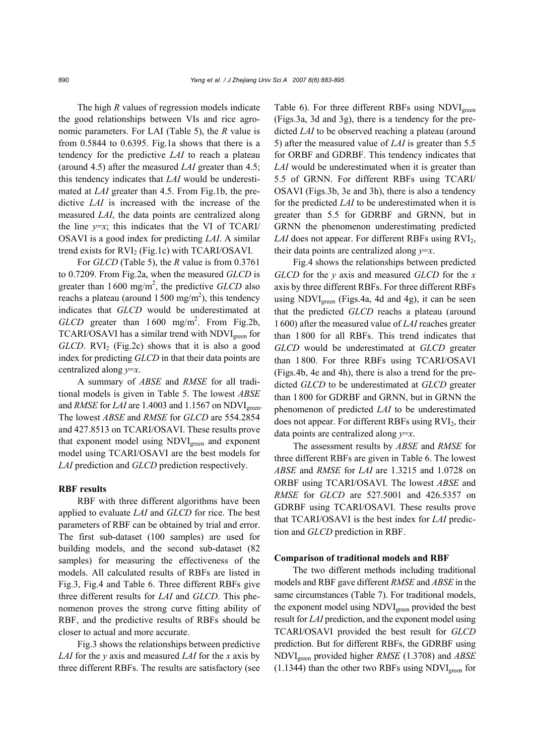The high *R* values of regression models indicate the good relationships between VIs and rice agronomic parameters. For LAI (Table 5), the *R* value is from 0.5844 to 0.6395. Fig.1a shows that there is a tendency for the predictive *LAI* to reach a plateau (around 4.5) after the measured *LAI* greater than 4.5; this tendency indicates that *LAI* would be underestimated at *LAI* greater than 4.5. From Fig.1b, the predictive *LAI* is increased with the increase of the measured *LAI*, the data points are centralized along the line $y=x$; this indicates that the VI of TCARI/OSAVI is a good index for predicting *LAI*. A similar trend exists for $RVI_2$ (Fig.1c) with TCARI/OSAVI.

For *GLCD* (Table 5), the *R* value is from 0.3761 to 0.7209. From Fig.2a, when the measured *GLCD* is greater than 1 600 mg/m$^2$, the predictive *GLCD* also reachs a plateau (around 1 500 mg/m$^2$), this tendency indicates that *GLCD* would be underestimated at *GLCD* greater than 1 600 mg/m$^2$. From Fig.2b, TCARI/OSAVI has a similar trend with $NDVI_{green}$ for *GLCD*. $RVI_2$ (Fig.2c) shows that it is also a good index for predicting *GLCD* in that their data points are centralized along $y=x$.

A summary of *ABSE* and *RMSE* for all traditional models is given in Table 5. The lowest *ABSE* and *RMSE* for *LAI* are 1.4003 and 1.1567 on $NDVI_{green}$. The lowest *ABSE* and *RMSE* for *GLCD* are 554.2854 and 427.8513 on TCARI/OSAVI. These results prove that exponent model using $NDVI_{green}$ and exponent model using TCARI/OSAVI are the best models for *LAI* prediction and *GLCD* prediction respectively.

**RBF results**

RBF with three different algorithms have been applied to evaluate *LAI* and *GLCD* for rice. The best parameters of RBF can be obtained by trial and error. The first sub-dataset (100 samples) are used for building models, and the second sub-dataset (82 samples) for measuring the effectiveness of the models. All calculated results of RBFs are listed in Fig.3, Fig.4 and Table 6. Three different RBFs give three different results for *LAI* and *GLCD*. This phenomenon proves the strong curve fitting ability of RBF, and the predictive results of RBFs should be closer to actual and more accurate.

Fig.3 shows the relationships between predictive *LAI* for the *y* axis and measured *LAI* for the *x* axis by three different RBFs. The results are satisfactory (see Table 6). For three different RBFs using $NDVI_{green}$ (Figs.3a, 3d and 3g), there is a tendency for the predicted *LAI* to be observed reaching a plateau (around 5) after the measured value of *LAI* is greater than 5.5 for ORBF and GDRBF. This tendency indicates that *LAI* would be underestimated when it is greater than 5.5 of GRNN. For different RBFs using TCARI/OSAVI (Figs.3b, 3e and 3h), there is also a tendency for the predicted *LAI* to be underestimated when it is greater than 5.5 for GDRBF and GRNN, but in GRNN the phenomenon underestimating predicted *LAI* does not appear. For different RBFs using $RVI_2$, their data points are centralized along $y=x$.

Fig.4 shows the relationships between predicted *GLCD* for the *y* axis and measured *GLCD* for the *x* axis by three different RBFs. For three different RBFs using $NDVI_{green}$ (Figs.4a, 4d and 4g), it can be seen that the predicted *GLCD* reachs a plateau (around 1 600) after the measured value of *LAI* reaches greater than 1 800 for all RBFs. This trend indicates that *GLCD* would be underestimated at *GLCD* greater than 1 800. For three RBFs using TCARI/OSAVI (Figs.4b, 4e and 4h), there is also a trend for the predicted *GLCD* to be underestimated at *GLCD* greater than 1 800 for GDRBF and GRNN, but in GRNN the phenomenon of predicted *LAI* to be underestimated does not appear. For different RBFs using $RVI_2$, their data points are centralized along $y=x$.

The assessment results by *ABSE* and *RMSE* for three different RBFs are given in Table 6. The lowest *ABSE* and *RMSE* for *LAI* are 1.3215 and 1.0728 on ORBF using TCARI/OSAVI. The lowest *ABSE* and *RMSE* for *GLCD* are 527.5001 and 426.5357 on GDRBF using TCARI/OSAVI. These results prove that TCARI/OSAVI is the best index for *LAI* prediction and *GLCD* prediction in RBF.

**Comparison of traditional models and RBF**

The two different methods including traditional models and RBF gave different *RMSE* and *ABSE* in the same circumstances (Table 7). For traditional models, the exponent model using $NDVI_{green}$ provided the best result for *LAI* prediction, and the exponent model using TCARI/OSAVI provided the best result for *GLCD* prediction. But for different RBFs, the GDRBF using $NDVI_{green}$ provided higher *RMSE* (1.3708) and *ABSE* (1.1344) than the other two RBFs using $NDVI_{green}$ for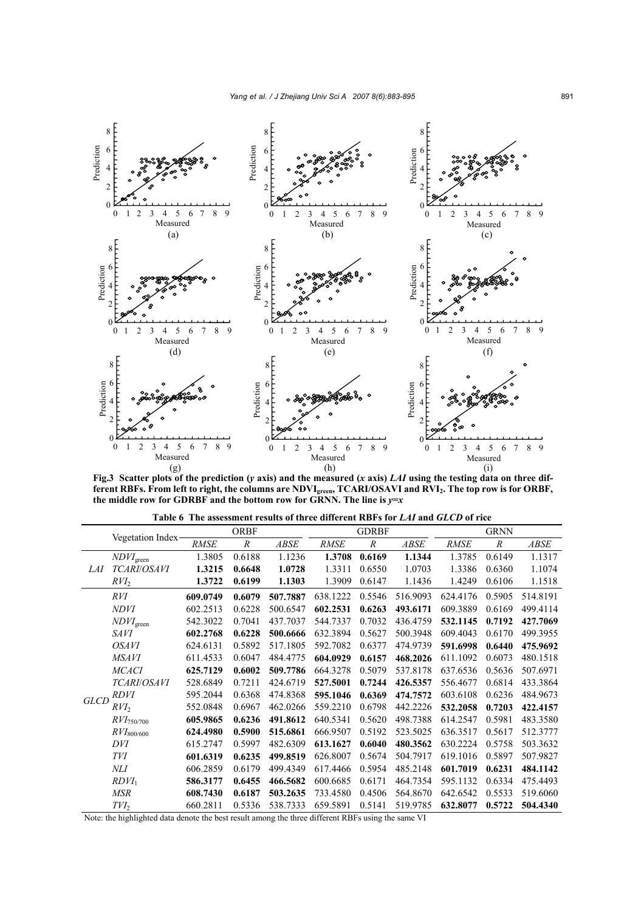**Fig.3 Scatter plots of the prediction (*y* axis) and the measured (*x* axis) *LAI* using the testing data on three different RBFs. From left to right, the columns are $NDVI_{green}$, TCARI/OSAVI and $RVI_2$. The top row is for ORBF, the middle row for GDRBF and the bottom row for GRNN. The line is *y*=*x***

**Table 6 The assessment results of three different RBFs for *LAI* and *GLCD* of rice**

| | Vegetation Index | ORBF | | | GDRBF | | | GRNN | | |
|---|---|---|---|---|---|---|---|---|---|---|
| | | *RMSE* | *R* | *ABSE* | *RMSE* | *R* | *ABSE* | *RMSE* | *R* | *ABSE* |
| *LAI* | $NDVI_{green}$ | 1.3805 | 0.6188 | 1.1236 | **1.3708** | **0.6169** | **1.1344** | 1.3785 | 0.6149 | 1.1317 |
| | *TCARI*/*OSAVI* | **1.3215** | **0.6648** | **1.0728** | 1.3311 | 0.6550 | 1.0703 | 1.3386 | 0.6360 | 1.1074 |
| | $RVI_2$ | **1.3722** | **0.6199** | **1.1303** | 1.3909 | 0.6147 | 1.1436 | 1.4249 | 0.6106 | 1.1518 |
| *GLCD* | *RVI* | **609.0749** | **0.6079** | **507.7887** | 638.1222 | 0.5546 | 516.9093 | 624.4176 | 0.5905 | 514.8191 |
| | *NDVI* | 602.2513 | 0.6228 | 500.6547 | **602.2531** | **0.6263** | **493.6171** | 609.3889 | 0.6169 | 499.4114 |
| | $NDVI_{green}$ | 542.3022 | 0.7041 | 437.7037 | 544.7337 | 0.7032 | 436.4759 | **532.1145** | **0.7192** | **427.7069** |
| | *SAVI* | **602.2768** | **0.6228** | **500.6666** | 632.3894 | 0.5627 | 500.3948 | 609.4043 | 0.6170 | 499.3955 |
| | *OSAVI* | 624.6131 | 0.5892 | 517.1805 | 592.7082 | 0.6377 | 474.9739 | **591.6998** | **0.6440** | **475.9692** |
| | *MSAVI* | 611.4533 | 0.6047 | 484.4775 | **604.0929** | **0.6157** | **468.2026** | 611.1092 | 0.6073 | 480.1518 |
| | *MCACI* | **625.7129** | **0.6002** | **509.7786** | 664.3278 | 0.5079 | 537.8178 | 637.6536 | 0.5636 | 507.6971 |
| | *TCARI*/*OSAVI* | 528.6849 | 0.7211 | 424.6719 | **527.5001** | **0.7244** | **426.5357** | 556.4677 | 0.6814 | 433.3864 |
| | *RDVI* | 595.2044 | 0.6368 | 474.8368 | **595.1046** | **0.6369** | **474.7572** | 603.6108 | 0.6236 | 484.9673 |
| | $RVI_2$ | 552.0848 | 0.6967 | 462.0266 | 559.2210 | 0.6798 | 442.2226 | **532.2058** | **0.7203** | **422.4157** |
| | $RVI_{750/700}$ | **605.9865** | **0.6236** | **491.8612** | 640.5341 | 0.5620 | 498.7388 | 614.2547 | 0.5981 | 483.3580 |
| | $RVI_{800/600}$ | **624.4980** | **0.5900** | **515.6861** | 666.9507 | 0.5192 | 523.5025 | 636.3517 | 0.5617 | 512.3777 |
| | *DVI* | 615.2747 | 0.5997 | 482.6309 | **613.1627** | **0.6040** | **480.3562** | 630.2224 | 0.5758 | 503.3632 |
| | *TVI* | **601.6319** | **0.6235** | **499.8519** | 626.8007 | 0.5674 | 504.7917 | 619.1016 | 0.5897 | 507.9827 |
| | *NLI* | 606.2859 | 0.6179 | 499.4349 | 617.4466 | 0.5954 | 485.2148 | **601.7019** | **0.6231** | **484.1142** |
| | $RDVI_1$ | **586.3177** | **0.6455** | **466.5682** | 600.6685 | 0.6171 | 464.7354 | 595.1132 | 0.6334 | 475.4493 |
| | *MSR* | **608.7430** | **0.6187** | **503.2635** | 733.4580 | 0.4506 | 564.8670 | 642.6542 | 0.5533 | 519.6060 |
| | $TVI_2$ | 660.2811 | 0.5336 | 538.7333 | 659.5891 | 0.5141 | 519.9785 | **632.8077** | **0.5722** | **504.4340** |

Note: the highlighted data denote the best result among the three different RBFs using the same VI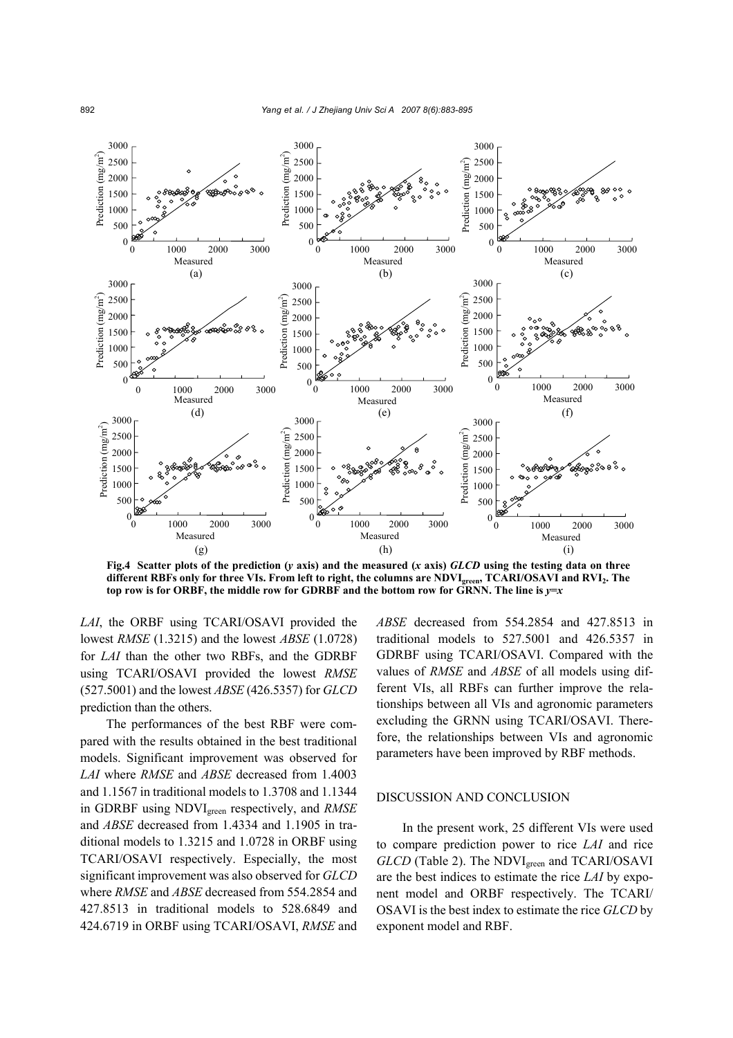Fig.4 Scatter plots of the prediction (*y* axis) and the measured (*x* axis) *GLCD* using the testing data on three different RBFs only for three VIs. From left to right, the columns are $NDVI_{green}$, TCARI/OSAVI and $RVI_2$. The top row is for ORBF, the middle row for GDRBF and the bottom row for GRNN. The line is $y=x$

*LAI*, the ORBF using TCARI/OSAVI provided the lowest *RMSE* (1.3215) and the lowest *ABSE* (1.0728) for *LAI* than the other two RBFs, and the GDRBF using TCARI/OSAVI provided the lowest *RMSE* (527.5001) and the lowest *ABSE* (426.5357) for *GLCD* prediction than the others.

The performances of the best RBF were compared with the results obtained in the best traditional models. Significant improvement was observed for *LAI* where *RMSE* and *ABSE* decreased from 1.4003 and 1.1567 in traditional models to 1.3708 and 1.1344 in GDRBF using $NDVI_{green}$ respectively, and *RMSE* and *ABSE* decreased from 1.4334 and 1.1905 in traditional models to 1.3215 and 1.0728 in ORBF using TCARI/OSAVI respectively. Especially, the most significant improvement was also observed for *GLCD* where *RMSE* and *ABSE* decreased from 554.2854 and 427.8513 in traditional models to 528.6849 and 424.6719 in ORBF using TCARI/OSAVI, *RMSE* and *ABSE* decreased from 554.2854 and 427.8513 in traditional models to 527.5001 and 426.5357 in GDRBF using TCARI/OSAVI. Compared with the values of *RMSE* and *ABSE* of all models using different VIs, all RBFs can further improve the relationships between all VIs and agronomic parameters excluding the GRNN using TCARI/OSAVI. Therefore, the relationships between VIs and agronomic parameters have been improved by RBF methods.

## DISCUSSION AND CONCLUSION

In the present work, 25 different VIs were used to compare prediction power to rice *LAI* and rice *GLCD* (Table 2). The $NDVI_{green}$ and TCARI/OSAVI are the best indices to estimate the rice *LAI* by exponent model and ORBF respectively. The TCARI/OSAVI is the best index to estimate the rice *GLCD* by exponent model and RBF.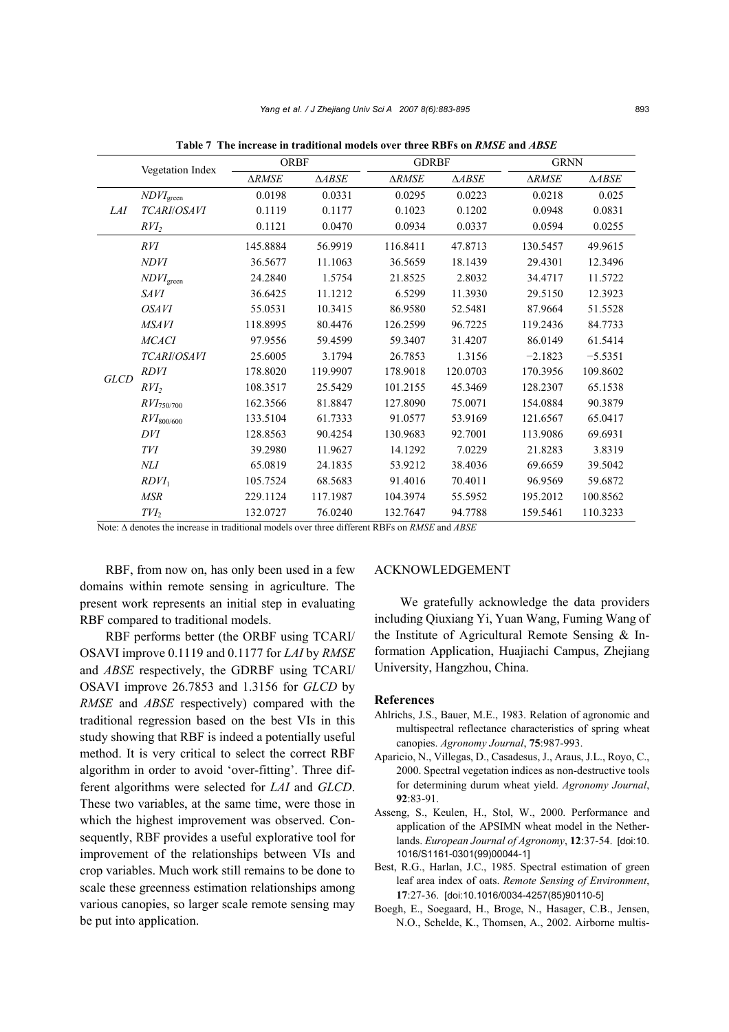**Table 7 The increase in traditional models over three RBFs on *RMSE* and *ABSE***

| | Vegetation Index | ORBF | | GDRBF | | GRNN | |
|---|---|---|---|---|---|---|---|
| | | Δ*RMSE* | Δ*ABSE* | Δ*RMSE* | Δ*ABSE* | Δ*RMSE* | Δ*ABSE* |
| *LAI* | $NDVI_{green}$ | 0.0198 | 0.0331 | 0.0295 | 0.0223 | 0.0218 | 0.025 |
| | *TCARI*/*OSAVI* | 0.1119 | 0.1177 | 0.1023 | 0.1202 | 0.0948 | 0.0831 |
| | $RVI_2$ | 0.1121 | 0.0470 | 0.0934 | 0.0337 | 0.0594 | 0.0255 |
| *GLCD* | *RVI* | 145.8884 | 56.9919 | 116.8411 | 47.8713 | 130.5457 | 49.9615 |
| | *NDVI* | 36.5677 | 11.1063 | 36.5659 | 18.1439 | 29.4301 | 12.3496 |
| | $NDVI_{green}$ | 24.2840 | 1.5754 | 21.8525 | 2.8032 | 34.4717 | 11.5722 |
| | *SAVI* | 36.6425 | 11.1212 | 6.5299 | 11.3930 | 29.5150 | 12.3923 |
| | *OSAVI* | 55.0531 | 10.3415 | 86.9580 | 52.5481 | 87.9664 | 51.5528 |
| | *MSAVI* | 118.8995 | 80.4476 | 126.2599 | 96.7225 | 119.2436 | 84.7733 |
| | *MCACI* | 97.9556 | 59.4599 | 59.3407 | 31.4207 | 86.0149 | 61.5414 |
| | *TCARI*/*OSAVI* | 25.6005 | 3.1794 | 26.7853 | 1.3156 | −2.1823 | −5.5351 |
| | *RDVI* | 178.8020 | 119.9907 | 178.9018 | 120.0703 | 170.3956 | 109.8602 |
| | $RVI_2$ | 108.3517 | 25.5429 | 101.2155 | 45.3469 | 128.2307 | 65.1538 |
| | $RVI_{750/700}$ | 162.3566 | 81.8847 | 127.8090 | 75.0071 | 154.0884 | 90.3879 |
| | $RVI_{800/600}$ | 133.5104 | 61.7333 | 91.0577 | 53.9169 | 121.6567 | 65.0417 |
| | *DVI* | 128.8563 | 90.4254 | 130.9683 | 92.7001 | 113.9086 | 69.6931 |
| | *TVI* | 39.2980 | 11.9627 | 14.1292 | 7.0229 | 21.8283 | 3.8319 |
| | *NLI* | 65.0819 | 24.1835 | 53.9212 | 38.4036 | 69.6659 | 39.5042 |
| | $RDVI_1$ | 105.7524 | 68.5683 | 91.4016 | 70.4011 | 96.9569 | 59.6872 |
| | *MSR* | 229.1124 | 117.1987 | 104.3974 | 55.5952 | 195.2012 | 100.8562 |
| | $TVI_2$ | 132.0727 | 76.0240 | 132.7647 | 94.7788 | 159.5461 | 110.3233 |

Note: Δ denotes the increase in traditional models over three different RBFs on *RMSE* and *ABSE*

RBF, from now on, has only been used in a few domains within remote sensing in agriculture. The present work represents an initial step in evaluating RBF compared to traditional models.

RBF performs better (the ORBF using TCARI/OSAVI improve 0.1119 and 0.1177 for *LAI* by *RMSE* and *ABSE* respectively, the GDRBF using TCARI/OSAVI improve 26.7853 and 1.3156 for *GLCD* by *RMSE* and *ABSE* respectively) compared with the traditional regression based on the best VIs in this study showing that RBF is indeed a potentially useful method. It is very critical to select the correct RBF algorithm in order to avoid 'over-fitting'. Three different algorithms were selected for *LAI* and *GLCD*. These two variables, at the same time, were those in which the highest improvement was observed. Consequently, RBF provides a useful explorative tool for improvement of the relationships between VIs and crop variables. Much work still remains to be done to scale these greenness estimation relationships among various canopies, so larger scale remote sensing may be put into application.

## ACKNOWLEDGEMENT

We gratefully acknowledge the data providers including Qiuxiang Yi, Yuan Wang, Fuming Wang of the Institute of Agricultural Remote Sensing & Information Application, Huajiachi Campus, Zhejiang University, Hangzhou, China.

## References

Ahlrichs, J.S., Bauer, M.E., 1983. Relation of agronomic and multispectral reflectance characteristics of spring wheat canopies. *Agronomy Journal*, **75**:987-993.

Aparicio, N., Villegas, D., Casadesus, J., Araus, J.L., Royo, C., 2000. Spectral vegetation indices as non-destructive tools for determining durum wheat yield. *Agronomy Journal*, **92**:83-91.

Asseng, S., Keulen, H., Stol, W., 2000. Performance and application of the APSIMN wheat model in the Netherlands. *European Journal of Agronomy*, **12**:37-54. [doi:10.1016/S1161-0301(99)00044-1]

Best, R.G., Harlan, J.C., 1985. Spectral estimation of green leaf area index of oats. *Remote Sensing of Environment*, **17**:27-36. [doi:10.1016/0034-4257(85)90110-5]

Boegh, E., Soegaard, H., Broge, N., Hasager, C.B., Jensen, N.O., Schelde, K., Thomsen, A., 2002. Airborne multis-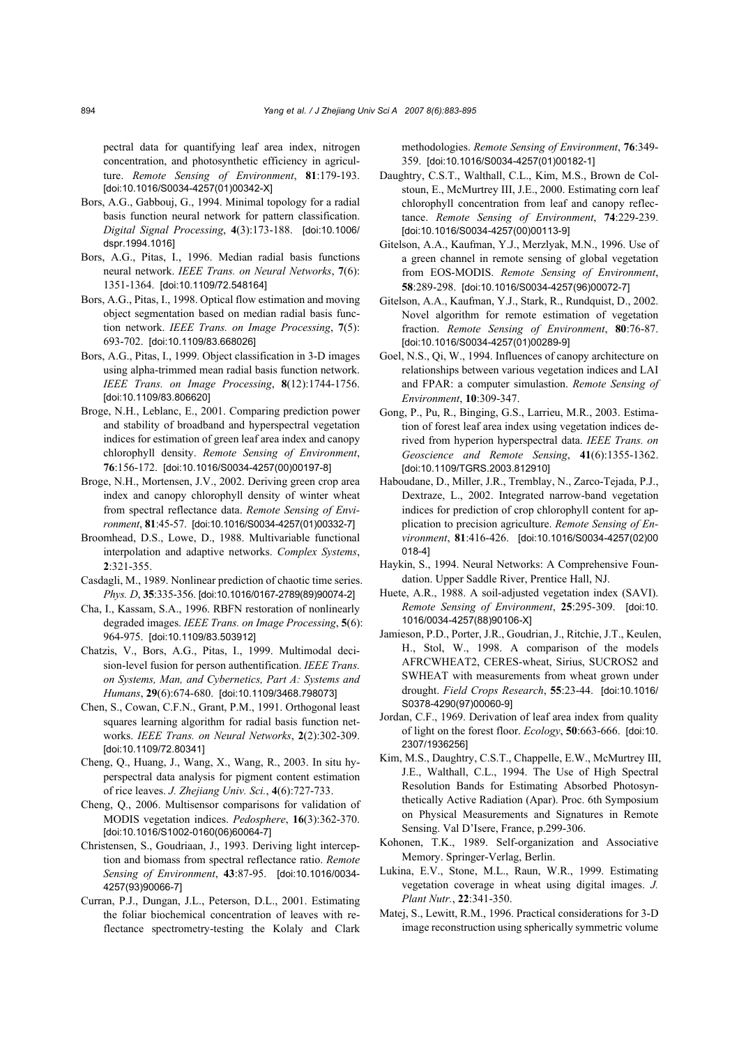pectral data for quantifying leaf area index, nitrogen concentration, and photosynthetic efficiency in agriculture. *Remote Sensing of Environment*, **81**:179-193. [doi:10.1016/S0034-4257(01)00342-X]

Bors, A.G., Gabbouj, G., 1994. Minimal topology for a radial basis function neural network for pattern classification. *Digital Signal Processing*, **4**(3):173-188. [doi:10.1006/dspr.1994.1016]

Bors, A.G., Pitas, I., 1996. Median radial basis functions neural network. *IEEE Trans. on Neural Networks*, **7**(6): 1351-1364. [doi:10.1109/72.548164]

Bors, A.G., Pitas, I., 1998. Optical flow estimation and moving object segmentation based on median radial basis function network. *IEEE Trans. on Image Processing*, **7**(5): 693-702. [doi:10.1109/83.668026]

Bors, A.G., Pitas, I., 1999. Object classification in 3-D images using alpha-trimmed mean radial basis function network. *IEEE Trans. on Image Processing*, **8**(12):1744-1756. [doi:10.1109/83.806620]

Broge, N.H., Leblanc, E., 2001. Comparing prediction power and stability of broadband and hyperspectral vegetation indices for estimation of green leaf area index and canopy chlorophyll density. *Remote Sensing of Environment*, **76**:156-172. [doi:10.1016/S0034-4257(00)00197-8]

Broge, N.H., Mortensen, J.V., 2002. Deriving green crop area index and canopy chlorophyll density of winter wheat from spectral reflectance data. *Remote Sensing of Environment*, **81**:45-57. [doi:10.1016/S0034-4257(01)00332-7]

Broomhead, D.S., Lowe, D., 1988. Multivariable functional interpolation and adaptive networks. *Complex Systems*, **2**:321-355.

Casdagli, M., 1989. Nonlinear prediction of chaotic time series. *Phys. D*, **35**:335-356. [doi:10.1016/0167-2789(89)90074-2]

Cha, I., Kassam, S.A., 1996. RBFN restoration of nonlinearly degraded images. *IEEE Trans. on Image Processing*, **5**(6): 964-975. [doi:10.1109/83.503912]

Chatzis, V., Bors, A.G., Pitas, I., 1999. Multimodal decision-level fusion for person authentification. *IEEE Trans. on Systems, Man, and Cybernetics, Part A: Systems and Humans*, **29**(6):674-680. [doi:10.1109/3468.798073]

Chen, S., Cowan, C.F.N., Grant, P.M., 1991. Orthogonal least squares learning algorithm for radial basis function networks. *IEEE Trans. on Neural Networks*, **2**(2):302-309. [doi:10.1109/72.80341]

Cheng, Q., Huang, J., Wang, X., Wang, R., 2003. In situ hyperspectral data analysis for pigment content estimation of rice leaves. *J. Zhejiang Univ. Sci.*, **4**(6):727-733.

Cheng, Q., 2006. Multisensor comparisons for validation of MODIS vegetation indices. *Pedosphere*, **16**(3):362-370. [doi:10.1016/S1002-0160(06)60064-7]

Christensen, S., Goudriaan, J., 1993. Deriving light interception and biomass from spectral reflectance ratio. *Remote Sensing of Environment*, **43**:87-95. [doi:10.1016/0034-4257(93)90066-7]

Curran, P.J., Dungan, J.L., Peterson, D.L., 2001. Estimating the foliar biochemical concentration of leaves with reflectance spectrometry-testing the Kolaly and Clark methodologies. *Remote Sensing of Environment*, **76**:349-359. [doi:10.1016/S0034-4257(01)00182-1]

Daughtry, C.S.T., Walthall, C.L., Kim, M.S., Brown de Colstoun, E., McMurtrey III, J.E., 2000. Estimating corn leaf chlorophyll concentration from leaf and canopy reflectance. *Remote Sensing of Environment*, **74**:229-239. [doi:10.1016/S0034-4257(00)00113-9]

Gitelson, A.A., Kaufman, Y.J., Merzlyak, M.N., 1996. Use of a green channel in remote sensing of global vegetation from EOS-MODIS. *Remote Sensing of Environment*, **58**:289-298. [doi:10.1016/S0034-4257(96)00072-7]

Gitelson, A.A., Kaufman, Y.J., Stark, R., Rundquist, D., 2002. Novel algorithm for remote estimation of vegetation fraction. *Remote Sensing of Environment*, **80**:76-87. [doi:10.1016/S0034-4257(01)00289-9]

Goel, N.S., Qi, W., 1994. Influences of canopy architecture on relationships between various vegetation indices and LAI and FPAR: a computer simulastion. *Remote Sensing of Environment*, **10**:309-347.

Gong, P., Pu, R., Binging, G.S., Larrieu, M.R., 2003. Estimation of forest leaf area index using vegetation indices derived from hyperion hyperspectral data. *IEEE Trans. on Geoscience and Remote Sensing*, **41**(6):1355-1362. [doi:10.1109/TGRS.2003.812910]

Haboudane, D., Miller, J.R., Tremblay, N., Zarco-Tejada, P.J., Dextraze, L., 2002. Integrated narrow-band vegetation indices for prediction of crop chlorophyll content for application to precision agriculture. *Remote Sensing of Environment*, **81**:416-426. [doi:10.1016/S0034-4257(02)00018-4]

Haykin, S., 1994. Neural Networks: A Comprehensive Foundation. Upper Saddle River, Prentice Hall, NJ.

Huete, A.R., 1988. A soil-adjusted vegetation index (SAVI). *Remote Sensing of Environment*, **25**:295-309. [doi:10.1016/0034-4257(88)90106-X]

Jamieson, P.D., Porter, J.R., Goudrian, J., Ritchie, J.T., Keulen, H., Stol, W., 1998. A comparison of the models AFRCWHEAT2, CERES-wheat, Sirius, SUCROS2 and SWHEAT with measurements from wheat grown under drought. *Field Crops Research*, **55**:23-44. [doi:10.1016/S0378-4290(97)00060-9]

Jordan, C.F., 1969. Derivation of leaf area index from quality of light on the forest floor. *Ecology*, **50**:663-666. [doi:10.2307/1936256]

Kim, M.S., Daughtry, C.S.T., Chappelle, E.W., McMurtrey III, J.E., Walthall, C.L., 1994. The Use of High Spectral Resolution Bands for Estimating Absorbed Photosynthetically Active Radiation (Apar). Proc. 6th Symposium on Physical Measurements and Signatures in Remote Sensing. Val D'Isere, France, p.299-306.

Kohonen, T.K., 1989. Self-organization and Associative Memory. Springer-Verlag, Berlin.

Lukina, E.V., Stone, M.L., Raun, W.R., 1999. Estimating vegetation coverage in wheat using digital images. *J. Plant Nutr.*, **22**:341-350.

Matej, S., Lewitt, R.M., 1996. Practical considerations for 3-D image reconstruction using spherically symmetric volume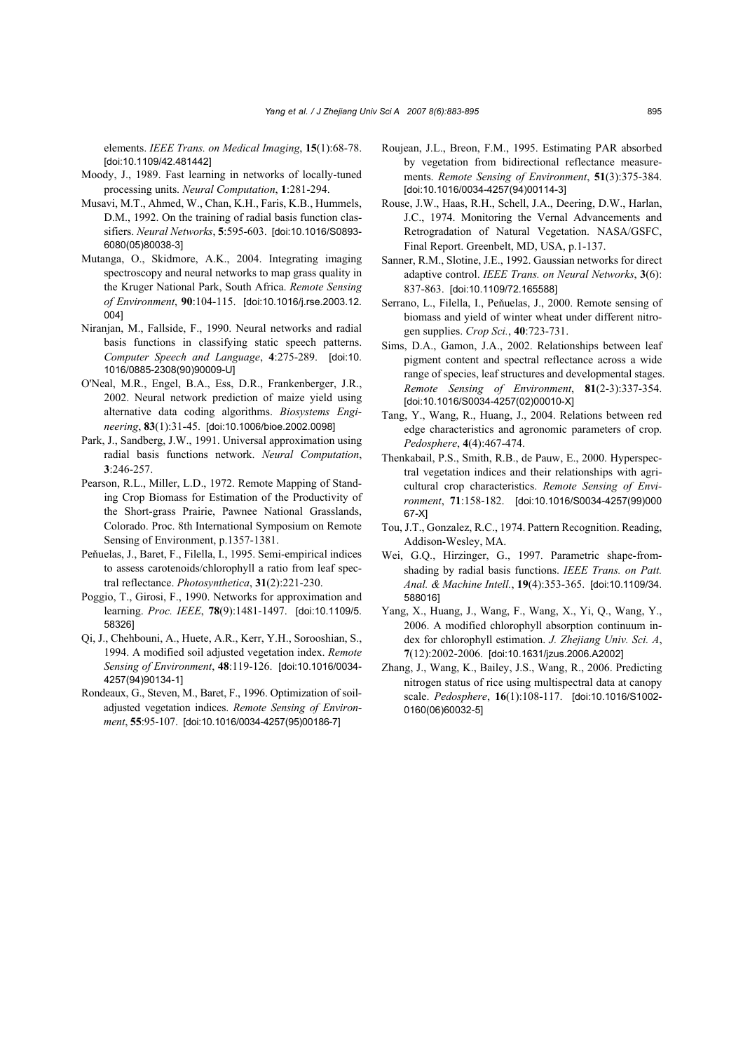elements. *IEEE Trans. on Medical Imaging*, **15**(1):68-78. [doi:10.1109/42.481442]

Moody, J., 1989. Fast learning in networks of locally-tuned processing units. *Neural Computation*, **1**:281-294.

Musavi, M.T., Ahmed, W., Chan, K.H., Faris, K.B., Hummels, D.M., 1992. On the training of radial basis function classifiers. *Neural Networks*, **5**:595-603. [doi:10.1016/S0893-6080(05)80038-3]

Mutanga, O., Skidmore, A.K., 2004. Integrating imaging spectroscopy and neural networks to map grass quality in the Kruger National Park, South Africa. *Remote Sensing of Environment*, **90**:104-115. [doi:10.1016/j.rse.2003.12.004]

Niranjan, M., Fallside, F., 1990. Neural networks and radial basis functions in classifying static speech patterns. *Computer Speech and Language*, **4**:275-289. [doi:10.1016/0885-2308(90)90009-U]

O'Neal, M.R., Engel, B.A., Ess, D.R., Frankenberger, J.R., 2002. Neural network prediction of maize yield using alternative data coding algorithms. *Biosystems Engineering*, **83**(1):31-45. [doi:10.1006/bioe.2002.0098]

Park, J., Sandberg, J.W., 1991. Universal approximation using radial basis functions network. *Neural Computation*, **3**:246-257.

Pearson, R.L., Miller, L.D., 1972. Remote Mapping of Standing Crop Biomass for Estimation of the Productivity of the Short-grass Prairie, Pawnee National Grasslands, Colorado. Proc. 8th International Symposium on Remote Sensing of Environment, p.1357-1381.

Peňuelas, J., Baret, F., Filella, I., 1995. Semi-empirical indices to assess carotenoids/chlorophyll a ratio from leaf spectral reflectance. *Photosynthetica*, **31**(2):221-230.

Poggio, T., Girosi, F., 1990. Networks for approximation and learning. *Proc. IEEE*, **78**(9):1481-1497. [doi:10.1109/5.58326]

Qi, J., Chehbouni, A., Huete, A.R., Kerr, Y.H., Sorooshian, S., 1994. A modified soil adjusted vegetation index. *Remote Sensing of Environment*, **48**:119-126. [doi:10.1016/0034-4257(94)90134-1]

Rondeaux, G., Steven, M., Baret, F., 1996. Optimization of soil-adjusted vegetation indices. *Remote Sensing of Environment*, **55**:95-107. [doi:10.1016/0034-4257(95)00186-7]

Roujean, J.L., Breon, F.M., 1995. Estimating PAR absorbed by vegetation from bidirectional reflectance measurements. *Remote Sensing of Environment*, **51**(3):375-384. [doi:10.1016/0034-4257(94)00114-3]

Rouse, J.W., Haas, R.H., Schell, J.A., Deering, D.W., Harlan, J.C., 1974. Monitoring the Vernal Advancements and Retrogradation of Natural Vegetation. NASA/GSFC, Final Report. Greenbelt, MD, USA, p.1-137.

Sanner, R.M., Slotine, J.E., 1992. Gaussian networks for direct adaptive control. *IEEE Trans. on Neural Networks*, **3**(6):837-863. [doi:10.1109/72.165588]

Serrano, L., Filella, I., Peňuelas, J., 2000. Remote sensing of biomass and yield of winter wheat under different nitrogen supplies. *Crop Sci.*, **40**:723-731.

Sims, D.A., Gamon, J.A., 2002. Relationships between leaf pigment content and spectral reflectance across a wide range of species, leaf structures and developmental stages. *Remote Sensing of Environment*, **81**(2-3):337-354. [doi:10.1016/S0034-4257(02)00010-X]

Tang, Y., Wang, R., Huang, J., 2004. Relations between red edge characteristics and agronomic parameters of crop. *Pedosphere*, **4**(4):467-474.

Thenkabail, P.S., Smith, R.B., de Pauw, E., 2000. Hyperspectral vegetation indices and their relationships with agricultural crop characteristics. *Remote Sensing of Environment*, **71**:158-182. [doi:10.1016/S0034-4257(99)00067-X]

Tou, J.T., Gonzalez, R.C., 1974. Pattern Recognition. Reading, Addison-Wesley, MA.

Wei, G.Q., Hirzinger, G., 1997. Parametric shape-from-shading by radial basis functions. *IEEE Trans. on Patt. Anal. & Machine Intell.*, **19**(4):353-365. [doi:10.1109/34.588016]

Yang, X., Huang, J., Wang, F., Wang, X., Yi, Q., Wang, Y., 2006. A modified chlorophyll absorption continuum index for chlorophyll estimation. *J. Zhejiang Univ. Sci. A*, **7**(12):2002-2006. [doi:10.1631/jzus.2006.A2002]

Zhang, J., Wang, K., Bailey, J.S., Wang, R., 2006. Predicting nitrogen status of rice using multispectral data at canopy scale. *Pedosphere*, **16**(1):108-117. [doi:10.1016/S1002-0160(06)60032-5]